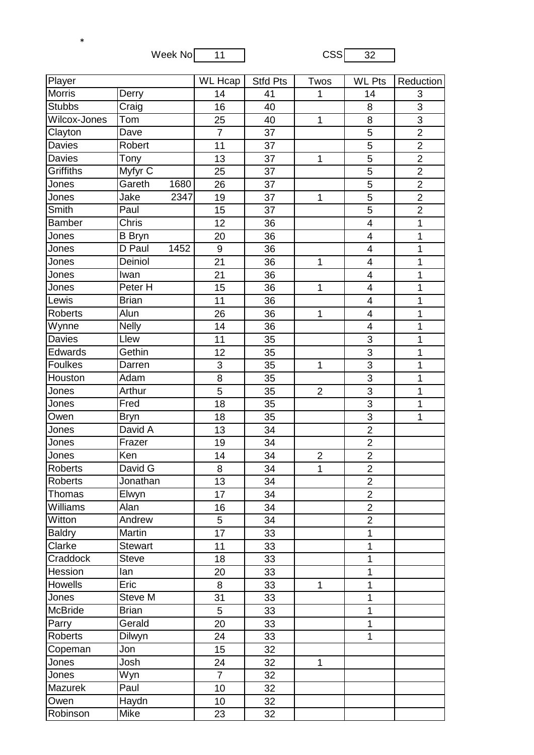*

Week No 11 CSS 32

| Player | | WL Hcap | Stfd Pts | Twos | WL Pts | Reduction |
|---|---|---|---|---|---|---|
| Morris | Derry | 14 | 41 | 1 | 14 | 3 |
| Stubbs | Craig | 16 | 40 | | 8 | 3 |
| Wilcox-Jones | Tom | 25 | 40 | 1 | 8 | 3 |
| Clayton | Dave | 7 | 37 | | 5 | 2 |
| Davies | Robert | 11 | 37 | | 5 | 2 |
| Davies | Tony | 13 | 37 | 1 | 5 | 2 |
| Griffiths | Myfyr C | 25 | 37 | | 5 | 2 |
| Jones | Gareth 1680 | 26 | 37 | | 5 | 2 |
| Jones | Jake 2347 | 19 | 37 | 1 | 5 | 2 |
| Smith | Paul | 15 | 37 | | 5 | 2 |
| Bamber | Chris | 12 | 36 | | 4 | 1 |
| Jones | B Bryn | 20 | 36 | | 4 | 1 |
| Jones | D Paul 1452 | 9 | 36 | | 4 | 1 |
| Jones | Deiniol | 21 | 36 | 1 | 4 | 1 |
| Jones | Iwan | 21 | 36 | | 4 | 1 |
| Jones | Peter H | 15 | 36 | 1 | 4 | 1 |
| Lewis | Brian | 11 | 36 | | 4 | 1 |
| Roberts | Alun | 26 | 36 | 1 | 4 | 1 |
| Wynne | Nelly | 14 | 36 | | 4 | 1 |
| Davies | Llew | 11 | 35 | | 3 | 1 |
| Edwards | Gethin | 12 | 35 | | 3 | 1 |
| Foulkes | Darren | 3 | 35 | 1 | 3 | 1 |
| Houston | Adam | 8 | 35 | | 3 | 1 |
| Jones | Arthur | 5 | 35 | 2 | 3 | 1 |
| Jones | Fred | 18 | 35 | | 3 | 1 |
| Owen | Bryn | 18 | 35 | | 3 | 1 |
| Jones | David A | 13 | 34 | | 2 | |
| Jones | Frazer | 19 | 34 | | 2 | |
| Jones | Ken | 14 | 34 | 2 | 2 | |
| Roberts | David G | 8 | 34 | 1 | 2 | |
| Roberts | Jonathan | 13 | 34 | | 2 | |
| Thomas | Elwyn | 17 | 34 | | 2 | |
| Williams | Alan | 16 | 34 | | 2 | |
| Witton | Andrew | 5 | 34 | | 2 | |
| Baldry | Martin | 17 | 33 | | 1 | |
| Clarke | Stewart | 11 | 33 | | 1 | |
| Craddock | Steve | 18 | 33 | | 1 | |
| Hession | Ian | 20 | 33 | | 1 | |
| Howells | Eric | 8 | 33 | 1 | 1 | |
| Jones | Steve M | 31 | 33 | | 1 | |
| McBride | Brian | 5 | 33 | | 1 | |
| Parry | Gerald | 20 | 33 | | 1 | |
| Roberts | Dilwyn | 24 | 33 | | 1 | |
| Copeman | Jon | 15 | 32 | | | |
| Jones | Josh | 24 | 32 | 1 | | |
| Jones | Wyn | 7 | 32 | | | |
| Mazurek | Paul | 10 | 32 | | | |
| Owen | Haydn | 10 | 32 | | | |
| Robinson | Mike | 23 | 32 | | | |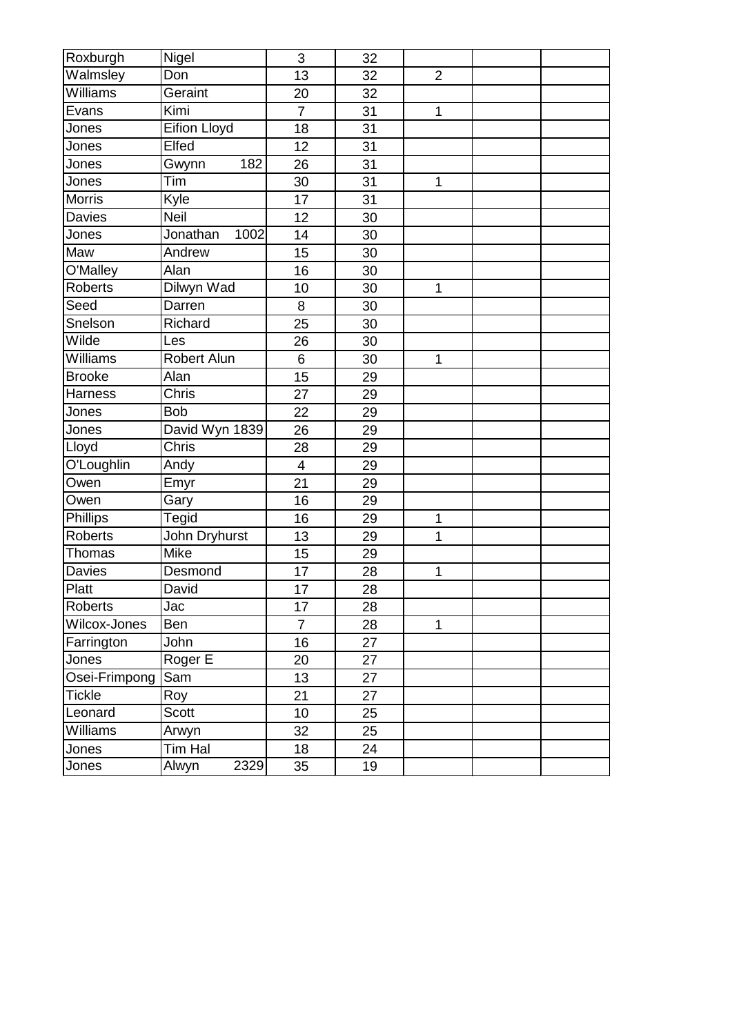| | | | | | | |
|---|---|---|---|---|---|---|
| Roxburgh | Nigel | 3 | 32 | | | |
| Walmsley | Don | 13 | 32 | 2 | | |
| Williams | Geraint | 20 | 32 | | | |
| Evans | Kimi | 7 | 31 | 1 | | |
| Jones | Eifion Lloyd | 18 | 31 | | | |
| Jones | Elfed | 12 | 31 | | | |
| Jones | Gwynn 182 | 26 | 31 | | | |
| Jones | Tim | 30 | 31 | 1 | | |
| Morris | Kyle | 17 | 31 | | | |
| Davies | Neil | 12 | 30 | | | |
| Jones | Jonathan 1002 | 14 | 30 | | | |
| Maw | Andrew | 15 | 30 | | | |
| O'Malley | Alan | 16 | 30 | | | |
| Roberts | Dilwyn Wad | 10 | 30 | 1 | | |
| Seed | Darren | 8 | 30 | | | |
| Snelson | Richard | 25 | 30 | | | |
| Wilde | Les | 26 | 30 | | | |
| Williams | Robert Alun | 6 | 30 | 1 | | |
| Brooke | Alan | 15 | 29 | | | |
| Harness | Chris | 27 | 29 | | | |
| Jones | Bob | 22 | 29 | | | |
| Jones | David Wyn 1839 | 26 | 29 | | | |
| Lloyd | Chris | 28 | 29 | | | |
| O'Loughlin | Andy | 4 | 29 | | | |
| Owen | Emyr | 21 | 29 | | | |
| Owen | Gary | 16 | 29 | | | |
| Phillips | Tegid | 16 | 29 | 1 | | |
| Roberts | John Dryhurst | 13 | 29 | 1 | | |
| Thomas | Mike | 15 | 29 | | | |
| Davies | Desmond | 17 | 28 | 1 | | |
| Platt | David | 17 | 28 | | | |
| Roberts | Jac | 17 | 28 | | | |
| Wilcox-Jones | Ben | 7 | 28 | 1 | | |
| Farrington | John | 16 | 27 | | | |
| Jones | Roger E | 20 | 27 | | | |
| Osei-Frimpong | Sam | 13 | 27 | | | |
| Tickle | Roy | 21 | 27 | | | |
| Leonard | Scott | 10 | 25 | | | |
| Williams | Arwyn | 32 | 25 | | | |
| Jones | Tim Hal | 18 | 24 | | | |
| Jones | Alwyn 2329 | 35 | 19 | | | |